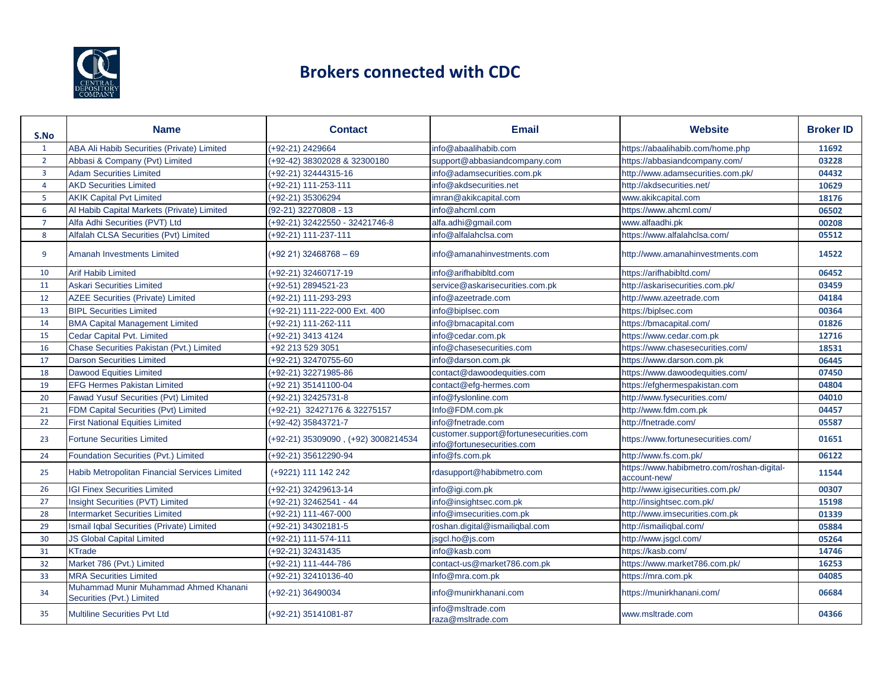# Brokers connected with CDC

| S.No | Name | Contact | Email | Website | Broker ID |
|---|---|---|---|---|---|
| 1 | ABA Ali Habib Securities (Private) Limited | (+92-21) 2429664 | info@abaalihabib.com | https://abaalihabib.com/home.php | 11692 |
| 2 | Abbasi & Company (Pvt) Limited | (+92-42) 38302028 & 32300180 | support@abbasiandcompany.com | https://abbasiandcompany.com/ | 03228 |
| 3 | Adam Securities Limited | (+92-21) 32444315-16 | info@adamsecurities.com.pk | http://www.adamsecurities.com.pk/ | 04432 |
| 4 | AKD Securities Limited | (+92-21) 111-253-111 | info@akdsecurities.net | http://akdsecurities.net/ | 10629 |
| 5 | AKIK Capital Pvt Limited | (+92-21) 35306294 | imran@akikcapital.com | www.akikcapital.com | 18176 |
| 6 | Al Habib Capital Markets (Private) Limited | (92-21) 32270808 - 13 | info@ahcml.com | https://www.ahcml.com/ | 06502 |
| 7 | Alfa Adhi Securities (PVT) Ltd | (+92-21) 32422550 - 32421746-8 | alfa.adhi@gmail.com | www.alfaadhi.pk | 00208 |
| 8 | Alfalah CLSA Securities (Pvt) Limited | (+92-21) 111-237-111 | info@alfalahclsa.com | https://www.alfalahclsa.com/ | 05512 |
| 9 | Amanah Investments Limited | (+92 21) 32468768 – 69 | info@amanahinvestments.com | http://www.amanahinvestments.com | 14522 |
| 10 | Arif Habib Limited | (+92-21) 32460717-19 | info@arifhabibltd.com | https://arifhabibltd.com/ | 06452 |
| 11 | Askari Securities Limited | (+92-51) 2894521-23 | service@askarisecurities.com.pk | http://askarisecurities.com.pk/ | 03459 |
| 12 | AZEE Securities (Private) Limited | (+92-21) 111-293-293 | info@azeetrade.com | http://www.azeetrade.com | 04184 |
| 13 | BIPL Securities Limited | (+92-21) 111-222-000 Ext. 400 | info@biplsec.com | https://biplsec.com | 00364 |
| 14 | BMA Capital Management Limited | (+92-21) 111-262-111 | info@bmacapital.com | https://bmacapital.com/ | 01826 |
| 15 | Cedar Capital Pvt. Limited | (+92-21) 3413 4124 | info@cedar.com.pk | https://www.cedar.com.pk | 12716 |
| 16 | Chase Securities Pakistan (Pvt.) Limited | +92 213 529 3051 | info@chasesecurities.com | https://www.chasesecurities.com/ | 18531 |
| 17 | Darson Securities Limited | (+92-21) 32470755-60 | info@darson.com.pk | https://www.darson.com.pk | 06445 |
| 18 | Dawood Equities Limited | (+92-21) 32271985-86 | contact@dawoodequities.com | https://www.dawoodequities.com/ | 07450 |
| 19 | EFG Hermes Pakistan Limited | (+92 21) 35141100-04 | contact@efg-hermes.com | https://efghermespakistan.com | 04804 |
| 20 | Fawad Yusuf Securities (Pvt) Limited | (+92-21) 32425731-8 | info@fyslonline.com | http://www.fysecurities.com/ | 04010 |
| 21 | FDM Capital Securities (Pvt) Limited | (+92-21) 32427176 & 32275157 | Info@FDM.com.pk | http://www.fdm.com.pk | 04457 |
| 22 | First National Equities Limited | (+92-42) 35843721-7 | info@fnetrade.com | http://fnetrade.com/ | 05587 |
| 23 | Fortune Securities Limited | (+92-21) 35309090 , (+92) 3008214534 | customer.support@fortunesecurities.com info@fortunesecurities.com | https://www.fortunesecurities.com/ | 01651 |
| 24 | Foundation Securities (Pvt.) Limited | (+92-21) 35612290-94 | info@fs.com.pk | http://www.fs.com.pk/ | 06122 |
| 25 | Habib Metropolitan Financial Services Limited | (+9221) 111 142 242 | rdasupport@habibmetro.com | https://www.habibmetro.com/roshan-digital-account-new/ | 11544 |
| 26 | IGI Finex Securities Limited | (+92-21) 32429613-14 | info@igi.com.pk | http://www.igisecurities.com.pk/ | 00307 |
| 27 | Insight Securities (PVT) Limited | (+92-21) 32462541 - 44 | info@insightsec.com.pk | http://insightsec.com.pk/ | 15198 |
| 28 | Intermarket Securities Limited | (+92-21) 111-467-000 | info@imsecurities.com.pk | http://www.imsecurities.com.pk | 01339 |
| 29 | Ismail Iqbal Securities (Private) Limited | (+92-21) 34302181-5 | roshan.digital@ismailiqbal.com | http://ismailiqbal.com/ | 05884 |
| 30 | JS Global Capital Limited | (+92-21) 111-574-111 | jsgcl.ho@js.com | http://www.jsgcl.com/ | 05264 |
| 31 | KTrade | (+92-21) 32431435 | info@kasb.com | https://kasb.com/ | 14746 |
| 32 | Market 786 (Pvt.) Limited | (+92-21) 111-444-786 | contact-us@market786.com.pk | https://www.market786.com.pk/ | 16253 |
| 33 | MRA Securities Limited | (+92-21) 32410136-40 | Info@mra.com.pk | https://mra.com.pk | 04085 |
| 34 | Muhammad Munir Muhammad Ahmed Khanani Securities (Pvt.) Limited | (+92-21) 36490034 | info@munirkhanani.com | https://munirkhanani.com/ | 06684 |
| 35 | Multiline Securities Pvt Ltd | (+92-21) 35141081-87 | info@msltrade.com raza@msltrade.com | www.msltrade.com | 04366 |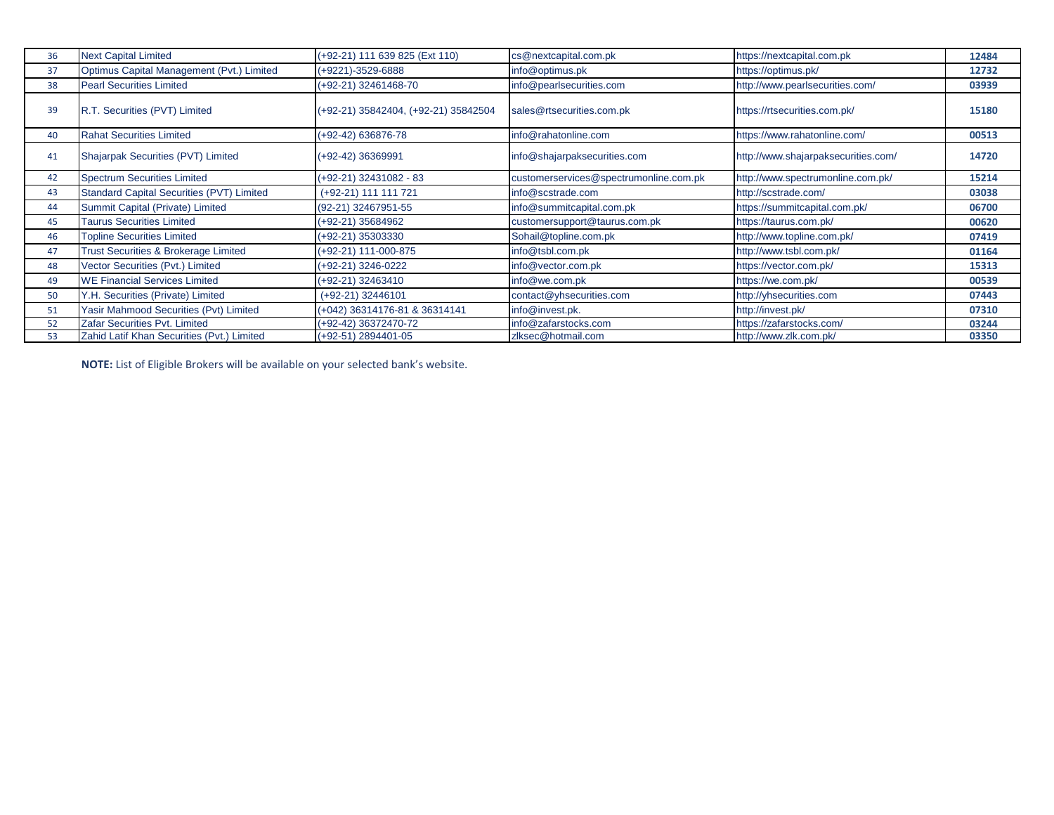| | | | | | |
|---|---|---|---|---|---|
| 36 | Next Capital Limited | (+92-21) 111 639 825 (Ext 110) | cs@nextcapital.com.pk | https://nextcapital.com.pk | 12484 |
| 37 | Optimus Capital Management (Pvt.) Limited | (+9221)-3529-6888 | info@optimus.pk | https://optimus.pk/ | 12732 |
| 38 | Pearl Securities Limited | (+92-21) 32461468-70 | info@pearlsecurities.com | http://www.pearlsecurities.com/ | 03939 |
| 39 | R.T. Securities (PVT) Limited | (+92-21) 35842404, (+92-21) 35842504 | sales@rtsecurities.com.pk | https://rtsecurities.com.pk/ | 15180 |
| 40 | Rahat Securities Limited | (+92-42) 636876-78 | info@rahatonline.com | https://www.rahatonline.com/ | 00513 |
| 41 | Shajarpak Securities (PVT) Limited | (+92-42) 36369991 | info@shajarpaksecurities.com | http://www.shajarpaksecurities.com/ | 14720 |
| 42 | Spectrum Securities Limited | (+92-21) 32431082 - 83 | customerservices@spectrumonline.com.pk | http://www.spectrumonline.com.pk/ | 15214 |
| 43 | Standard Capital Securities (PVT) Limited | (+92-21) 111 111 721 | info@scstrade.com | http://scstrade.com/ | 03038 |
| 44 | Summit Capital (Private) Limited | (92-21) 32467951-55 | info@summitcapital.com.pk | https://summitcapital.com.pk/ | 06700 |
| 45 | Taurus Securities Limited | (+92-21) 35684962 | customersupport@taurus.com.pk | https://taurus.com.pk/ | 00620 |
| 46 | Topline Securities Limited | (+92-21) 35303330 | Sohail@topline.com.pk | http://www.topline.com.pk/ | 07419 |
| 47 | Trust Securities & Brokerage Limited | (+92-21) 111-000-875 | info@tsbl.com.pk | http://www.tsbl.com.pk/ | 01164 |
| 48 | Vector Securities (Pvt.) Limited | (+92-21) 3246-0222 | info@vector.com.pk | https://vector.com.pk/ | 15313 |
| 49 | WE Financial Services Limited | (+92-21) 32463410 | info@we.com.pk | https://we.com.pk/ | 00539 |
| 50 | Y.H. Securities (Private) Limited | (+92-21) 32446101 | contact@yhsecurities.com | http://yhsecurities.com | 07443 |
| 51 | Yasir Mahmood Securities (Pvt) Limited | (+042) 36314176-81 & 36314141 | info@invest.pk. | http://invest.pk/ | 07310 |
| 52 | Zafar Securities Pvt. Limited | (+92-42) 36372470-72 | info@zafarstocks.com | https://zafarstocks.com/ | 03244 |
| 53 | Zahid Latif Khan Securities (Pvt.) Limited | (+92-51) 2894401-05 | zlksec@hotmail.com | http://www.zlk.com.pk/ | 03350 |

**NOTE:** List of Eligible Brokers will be available on your selected bank's website.